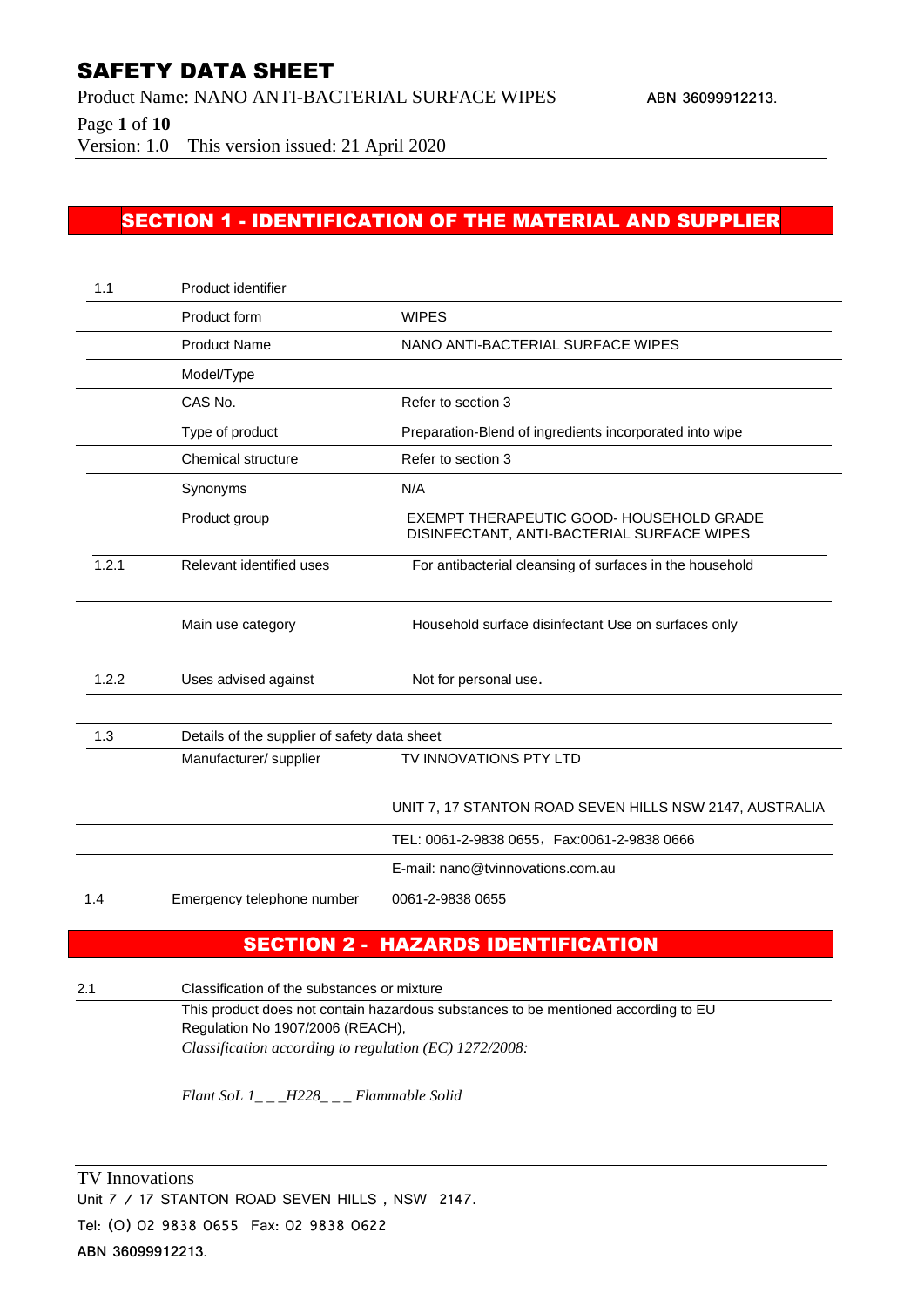# SAFETY DATA SHEET

Product Name: NANO ANTI-BACTERIAL SURFACE WIPES ABN 36099912213.

Version: 1.0 This version issued: 21 April 2020

## SECTION 1 - IDENTIFICATION OF THE MATERIAL AND SUPPLIER

| | | |
|---|---|---|
| 1.1 | Product identifier | |
| | Product form | WIPES |
| | Product Name | NANO ANTI-BACTERIAL SURFACE WIPES |
| | Model/Type | |
| | CAS No. | Refer to section 3 |
| | Type of product | Preparation-Blend of ingredients incorporated into wipe |
| | Chemical structure | Refer to section 3 |
| | Synonyms | N/A |
| | Product group | EXEMPT THERAPEUTIC GOOD- HOUSEHOLD GRADE DISINFECTANT, ANTI-BACTERIAL SURFACE WIPES |
| 1.2.1 | Relevant identified uses | For antibacterial cleansing of surfaces in the household |
| | Main use category | Household surface disinfectant Use on surfaces only |
| 1.2.2 | Uses advised against | Not for personal use. |
| 1.3 | Details of the supplier of safety data sheet | |
| | Manufacturer/ supplier | TV INNOVATIONS PTY LTD |
| | | UNIT 7, 17 STANTON ROAD SEVEN HILLS NSW 2147, AUSTRALIA |
| | | TEL: 0061-2-9838 0655，Fax:0061-2-9838 0666 |
| | | E-mail: nano@tvinnovations.com.au |
| 1.4 | Emergency telephone number | 0061-2-9838 0655 |

## SECTION 2 - HAZARDS IDENTIFICATION

| | |
|---|---|
| 2.1 | Classification of the substances or mixture |
| | This product does not contain hazardous substances to be mentioned according to EU Regulation No 1907/2006 (REACH), *Classification according to regulation (EC) 1272/2008:* |
| | *Flant SoL 1_ _ _H228_ _ _ Flammable Solid* |

TV Innovations
Unit 7 / 17 STANTON ROAD SEVEN HILLS , NSW 2147.
Tel: (O) 02 9838 0655 Fax: 02 9838 0622
ABN 36099912213.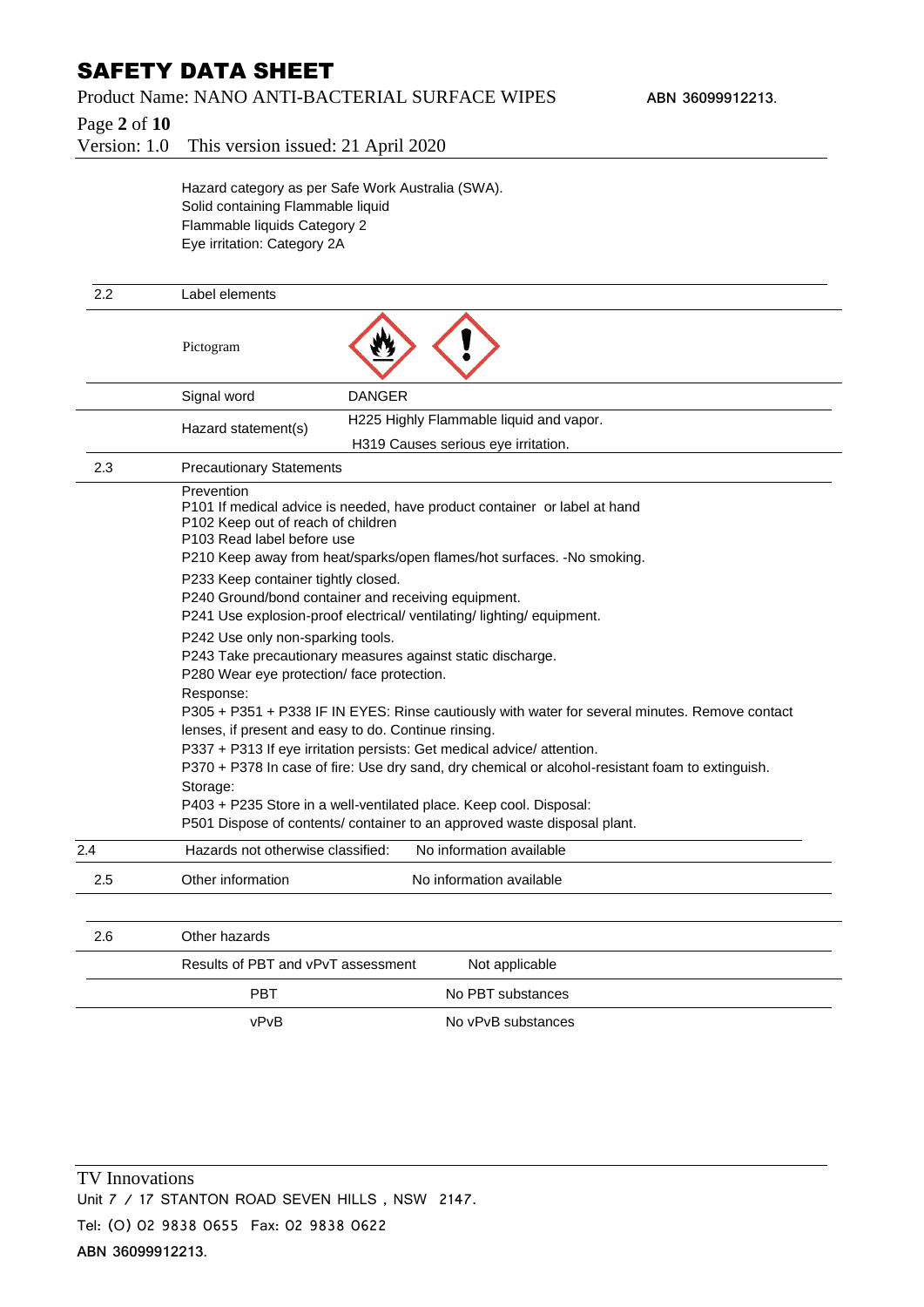Hazard category as per Safe Work Australia (SWA).
Solid containing Flammable liquid
Flammable liquids Category 2
Eye irritation: Category 2A

| | | |
|---|---|---|
| 2.2 | Label elements | |
| | Pictogram | |
| | Signal word | DANGER |
| | Hazard statement(s) | H225 Highly Flammable liquid and vapor.<br>H319 Causes serious eye irritation. |
| 2.3 | Precautionary Statements | |

Prevention
P101 If medical advice is needed, have product container or label at hand
P102 Keep out of reach of children
P103 Read label before use
P210 Keep away from heat/sparks/open flames/hot surfaces. -No smoking.
P233 Keep container tightly closed.
P240 Ground/bond container and receiving equipment.
P241 Use explosion-proof electrical/ ventilating/ lighting/ equipment.
P242 Use only non-sparking tools.
P243 Take precautionary measures against static discharge.
P280 Wear eye protection/ face protection.
Response:
P305 + P351 + P338 IF IN EYES: Rinse cautiously with water for several minutes. Remove contact lenses, if present and easy to do. Continue rinsing.
P337 + P313 If eye irritation persists: Get medical advice/ attention.
P370 + P378 In case of fire: Use dry sand, dry chemical or alcohol-resistant foam to extinguish.
Storage:
P403 + P235 Store in a well-ventilated place. Keep cool. Disposal:
P501 Dispose of contents/ container to an approved waste disposal plant.

| | | |
|---|---|---|
| 2.4 | Hazards not otherwise classified: | No information available |
| 2.5 | Other information | No information available |

| | | |
|---|---|---|
| 2.6 | Other hazards | |
| | Results of PBT and vPvT assessment | Not applicable |
| | PBT | No PBT substances |
| | vPvB | No vPvB substances |

TV Innovations
Unit 7 / 17 STANTON ROAD SEVEN HILLS , NSW 2147.
Tel: (O) 02 9838 0655 Fax: 02 9838 0622
ABN 36099912213.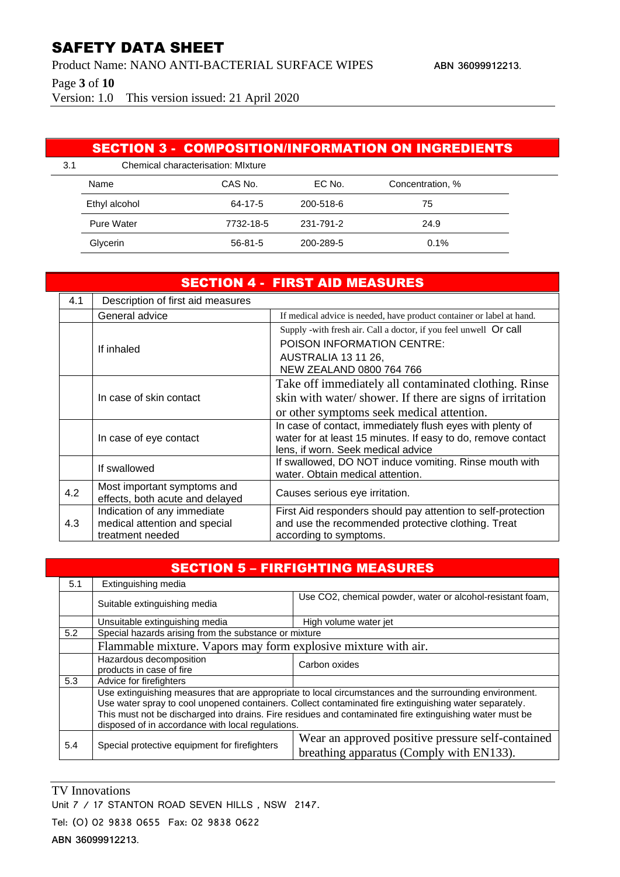## SECTION 3 - COMPOSITION/INFORMATION ON INGREDIENTS

3.1 Chemical characterisation: MIxture

| Name | CAS No. | EC No. | Concentration, % |
|---|---|---|---|
| Ethyl alcohol | 64-17-5 | 200-518-6 | 75 |
| Pure Water | 7732-18-5 | 231-791-2 | 24.9 |
| Glycerin | 56-81-5 | 200-289-5 | 0.1% |

## SECTION 4 - FIRST AID MEASURES

| | | |
|---|---|---|
| 4.1 | Description of first aid measures | |
| | General advice | If medical advice is needed, have product container or label at hand. |
| | If inhaled | Supply -with fresh air. Call a doctor, if you feel unwell Or call POISON INFORMATION CENTRE: AUSTRALIA 13 11 26, NEW ZEALAND 0800 764 766 |
| | In case of skin contact | Take off immediately all contaminated clothing. Rinse skin with water/ shower. If there are signs of irritation or other symptoms seek medical attention. |
| | In case of eye contact | In case of contact, immediately flush eyes with plenty of water for at least 15 minutes. If easy to do, remove contact lens, if worn. Seek medical advice |
| | If swallowed | If swallowed, DO NOT induce vomiting. Rinse mouth with water. Obtain medical attention. |
| 4.2 | Most important symptoms and effects, both acute and delayed | Causes serious eye irritation. |
| 4.3 | Indication of any immediate medical attention and special treatment needed | First Aid responders should pay attention to self-protection and use the recommended protective clothing. Treat according to symptoms. |

## SECTION 5 – FIRFIGHTING MEASURES

| | | |
|---|---|---|
| 5.1 | Extinguishing media | |
| | Suitable extinguishing media | Use CO2, chemical powder, water or alcohol-resistant foam, |
| | Unsuitable extinguishing media | High volume water jet |
| 5.2 | Special hazards arising from the substance or mixture | |
| | Flammable mixture. Vapors may form explosive mixture with air. | |
| | Hazardous decomposition products in case of fire | Carbon oxides |
| 5.3 | Advice for firefighters | |
| | Use extinguishing measures that are appropriate to local circumstances and the surrounding environment. Use water spray to cool unopened containers. Collect contaminated fire extinguishing water separately. This must not be discharged into drains. Fire residues and contaminated fire extinguishing water must be disposed of in accordance with local regulations. | |
| 5.4 | Special protective equipment for firefighters | Wear an approved positive pressure self-contained breathing apparatus (Comply with EN133). |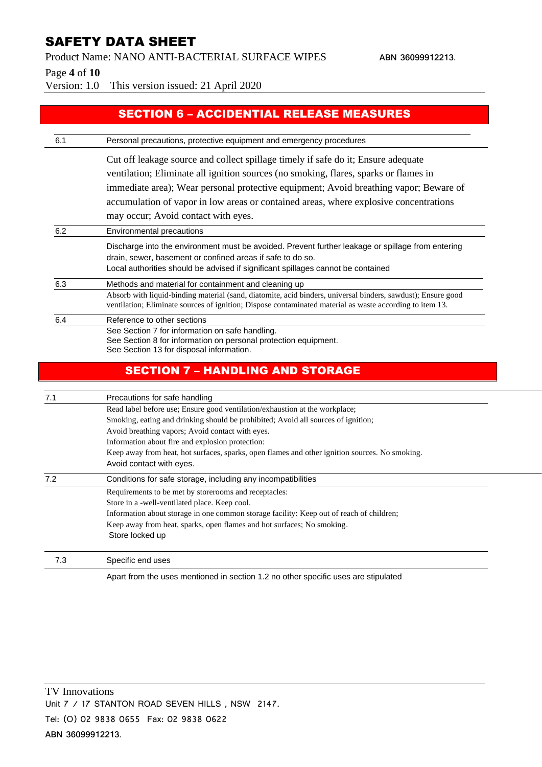## SECTION 6 – ACCIDENTIAL RELEASE MEASURES

**6.1 Personal precautions, protective equipment and emergency procedures**

Cut off leakage source and collect spillage timely if safe do it; Ensure adequate ventilation; Eliminate all ignition sources (no smoking, flares, sparks or flames in immediate area); Wear personal protective equipment; Avoid breathing vapor; Beware of accumulation of vapor in low areas or contained areas, where explosive concentrations may occur; Avoid contact with eyes.

**6.2 Environmental precautions**

Discharge into the environment must be avoided. Prevent further leakage or spillage from entering drain, sewer, basement or confined areas if safe to do so.
Local authorities should be advised if significant spillages cannot be contained

**6.3 Methods and material for containment and cleaning up**

Absorb with liquid-binding material (sand, diatomite, acid binders, universal binders, sawdust); Ensure good ventilation; Eliminate sources of ignition; Dispose contaminated material as waste according to item 13.

**6.4 Reference to other sections**

See Section 7 for information on safe handling.
See Section 8 for information on personal protection equipment.
See Section 13 for disposal information.

## SECTION 7 – HANDLING AND STORAGE

**7.1 Precautions for safe handling**

Read label before use; Ensure good ventilation/exhaustion at the workplace;
Smoking, eating and drinking should be prohibited; Avoid all sources of ignition;
Avoid breathing vapors; Avoid contact with eyes.
Information about fire and explosion protection:
Keep away from heat, hot surfaces, sparks, open flames and other ignition sources. No smoking.
Avoid contact with eyes.

**7.2 Conditions for safe storage, including any incompatibilities**

Requirements to be met by storerooms and receptacles:
Store in a -well-ventilated place. Keep cool.
Information about storage in one common storage facility: Keep out of reach of children;
Keep away from heat, sparks, open flames and hot surfaces; No smoking.
Store locked up

**7.3 Specific end uses**

Apart from the uses mentioned in section 1.2 no other specific uses are stipulated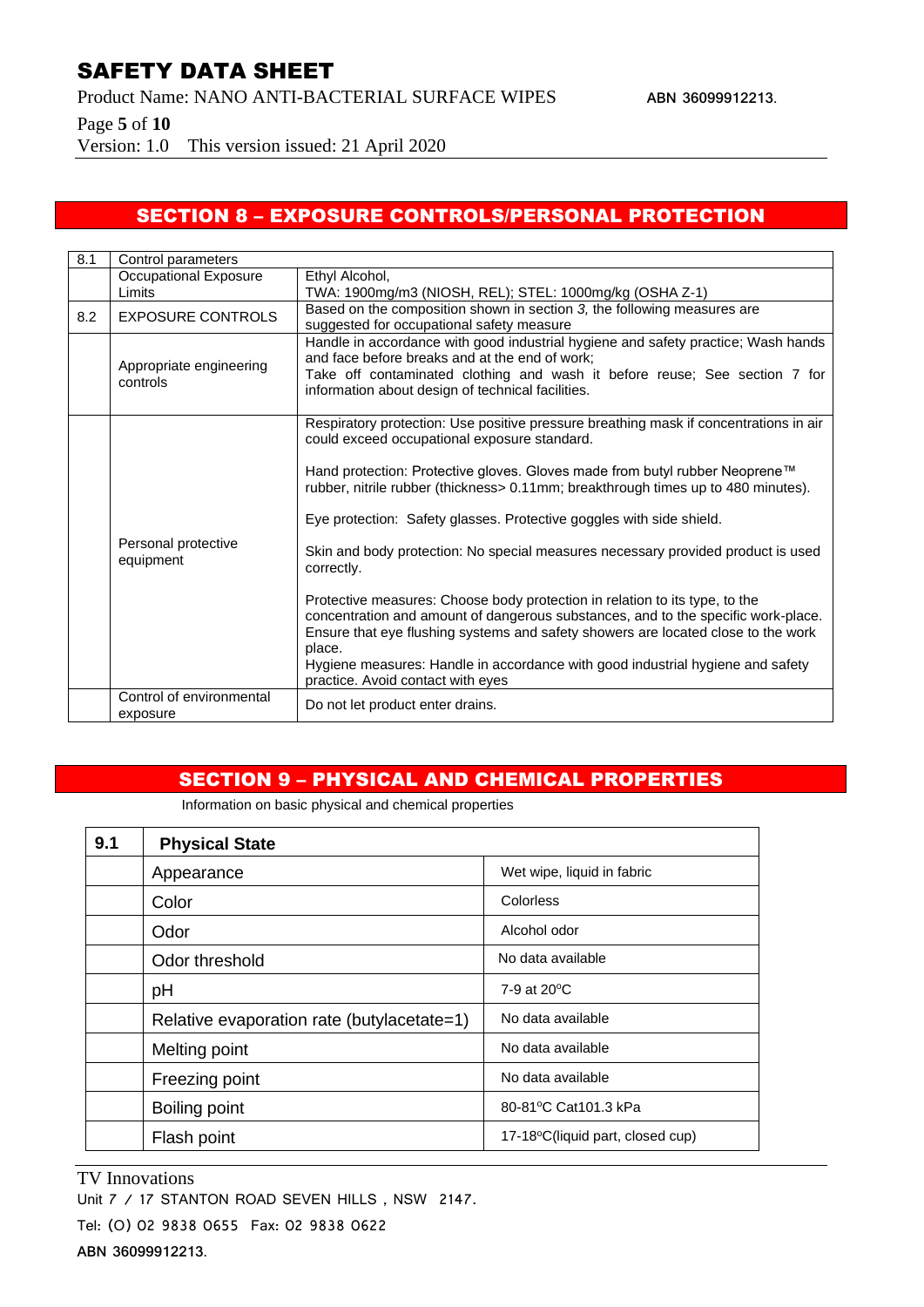## SECTION 8 – EXPOSURE CONTROLS/PERSONAL PROTECTION

| 8.1 | Control parameters | |
|---|---|---|
| | Occupational Exposure Limits | Ethyl Alcohol,<br>TWA: 1900mg/m3 (NIOSH, REL); STEL: 1000mg/kg (OSHA Z-1) |
| 8.2 | EXPOSURE CONTROLS | Based on the composition shown in section *3,* the following measures are suggested for occupational safety measure |
| | Appropriate engineering controls | Handle in accordance with good industrial hygiene and safety practice; Wash hands and face before breaks and at the end of work;<br>Take off contaminated clothing and wash it before reuse; See section 7 for information about design of technical facilities. |
| | Personal protective equipment | Respiratory protection: Use positive pressure breathing mask if concentrations in air could exceed occupational exposure standard.<br><br>Hand protection: Protective gloves. Gloves made from butyl rubber Neoprene™ rubber, nitrile rubber (thickness> 0.11mm; breakthrough times up to 480 minutes).<br><br>Eye protection: Safety glasses. Protective goggles with side shield.<br><br>Skin and body protection: No special measures necessary provided product is used correctly.<br><br>Protective measures: Choose body protection in relation to its type, to the concentration and amount of dangerous substances, and to the specific work-place. Ensure that eye flushing systems and safety showers are located close to the work place.<br>Hygiene measures: Handle in accordance with good industrial hygiene and safety practice. Avoid contact with eyes |
| | Control of environmental exposure | Do not let product enter drains. |

## SECTION 9 – PHYSICAL AND CHEMICAL PROPERTIES

Information on basic physical and chemical properties

| 9.1 | **Physical State** | |
|---|---|---|
| | Appearance | Wet wipe, liquid in fabric |
| | Color | Colorless |
| | Odor | Alcohol odor |
| | Odor threshold | No data available |
| | pH | 7-9 at 20°C |
| | Relative evaporation rate (butylacetate=1) | No data available |
| | Melting point | No data available |
| | Freezing point | No data available |
| | Boiling point | 80-81°C Cat101.3 kPa |
| | Flash point | 17-18°C(liquid part, closed cup) |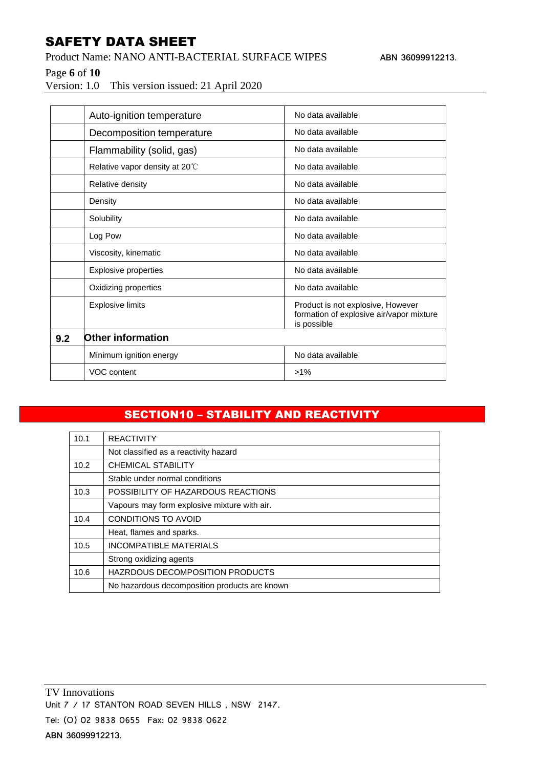|  |  |  |
|---|---|---|
|  | Auto-ignition temperature | No data available |
|  | Decomposition temperature | No data available |
|  | Flammability (solid, gas) | No data available |
|  | Relative vapor density at 20℃ | No data available |
|  | Relative density | No data available |
|  | Density | No data available |
|  | Solubility | No data available |
|  | Log Pow | No data available |
|  | Viscosity, kinematic | No data available |
|  | Explosive properties | No data available |
|  | Oxidizing properties | No data available |
|  | Explosive limits | Product is not explosive, However formation of explosive air/vapor mixture is possible |
| **9.2** | **Other information** |  |
|  | Minimum ignition energy | No data available |
|  | VOC content | >1% |

## SECTION10 – STABILITY AND REACTIVITY

|  |  |
|---|---|
| 10.1 | REACTIVITY |
|  | Not classified as a reactivity hazard |
| 10.2 | CHEMICAL STABILITY |
|  | Stable under normal conditions |
| 10.3 | POSSIBILITY OF HAZARDOUS REACTIONS |
|  | Vapours may form explosive mixture with air. |
| 10.4 | CONDITIONS TO AVOID |
|  | Heat, flames and sparks. |
| 10.5 | INCOMPATIBLE MATERIALS |
|  | Strong oxidizing agents |
| 10.6 | HAZRDOUS DECOMPOSITION PRODUCTS |
|  | No hazardous decomposition products are known |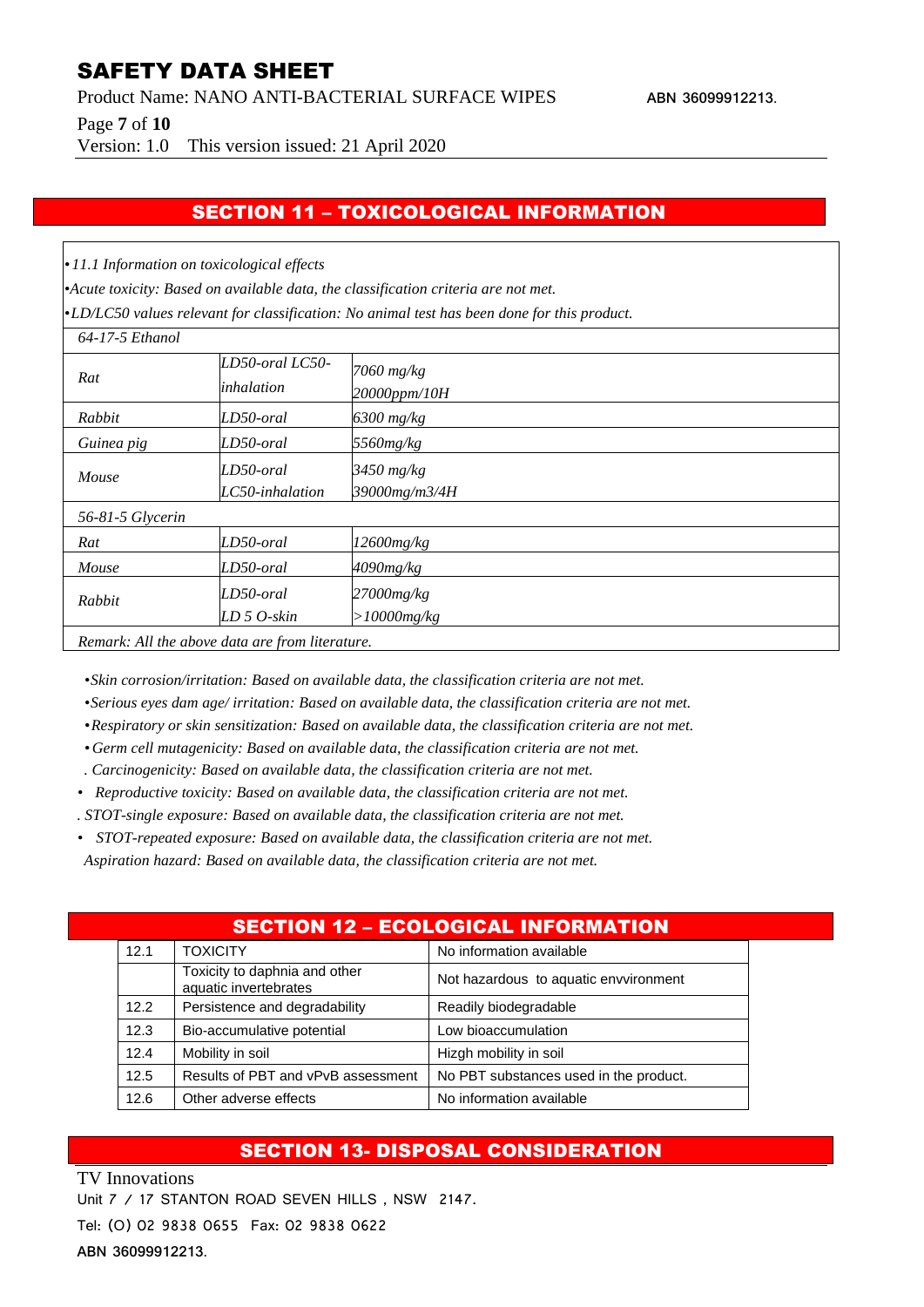## SECTION 11 – TOXICOLOGICAL INFORMATION

*• 11.1 Information on toxicological effects*

*•Acute toxicity: Based on available data, the classification criteria are not met.*

*•LD/LC50 values relevant for classification: No animal test has been done for this product.*

| *64-17-5 Ethanol* | | |
|---|---|---|
| *Rat* | *LD50-oral LC50-inhalation* | *7060 mg/kg 20000ppm/10H* |
| *Rabbit* | *LD50-oral* | *6300 mg/kg* |
| *Guinea pig* | *LD50-oral* | *5560mg/kg* |
| *Mouse* | *LD50-oral LC50-inhalation* | *3450 mg/kg 39000mg/m3/4H* |
| *56-81-5 Glycerin* | | |
| *Rat* | *LD50-oral* | *12600mg/kg* |
| *Mouse* | *LD50-oral* | *4090mg/kg* |
| *Rabbit* | *LD50-oral LD 5 O-skin* | *27000mg/kg >10000mg/kg* |
| *Remark: All the above data are from literature.* | | |

*•Skin corrosion/irritation: Based on available data, the classification criteria are not met.*

*•Serious eyes dam age/ irritation: Based on available data, the classification criteria are not met.*

*•Respiratory or skin sensitization: Based on available data, the classification criteria are not met.*

*• Germ cell mutagenicity: Based on available data, the classification criteria are not met.*

*. Carcinogenicity: Based on available data, the classification criteria are not met.*

*• Reproductive toxicity: Based on available data, the classification criteria are not met.*

*. STOT-single exposure: Based on available data, the classification criteria are not met.*

*• STOT-repeated exposure: Based on available data, the classification criteria are not met.*

*Aspiration hazard: Based on available data, the classification criteria are not met.*

## SECTION 12 – ECOLOGICAL INFORMATION

| | | |
|---|---|---|
| 12.1 | TOXICITY | No information available |
| | Toxicity to daphnia and other aquatic invertebrates | Not hazardous to aquatic envvironment |
| 12.2 | Persistence and degradability | Readily biodegradable |
| 12.3 | Bio-accumulative potential | Low bioaccumulation |
| 12.4 | Mobility in soil | Hizgh mobility in soil |
| 12.5 | Results of PBT and vPvB assessment | No PBT substances used in the product. |
| 12.6 | Other adverse effects | No information available |

## SECTION 13- DISPOSAL CONSIDERATION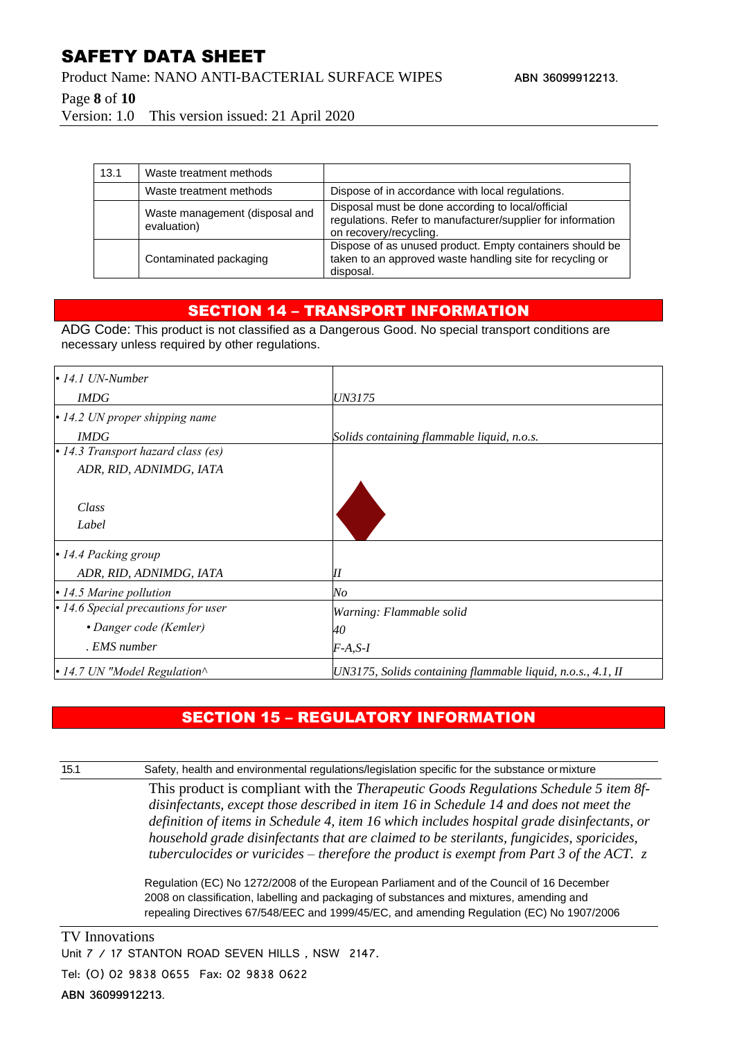| 13.1 | Waste treatment methods | |
|---|---|---|
| | Waste treatment methods | Dispose of in accordance with local regulations. |
| | Waste management (disposal and evaluation) | Disposal must be done according to local/official regulations. Refer to manufacturer/supplier for information on recovery/recycling. |
| | Contaminated packaging | Dispose of as unused product. Empty containers should be taken to an approved waste handling site for recycling or disposal. |

## SECTION 14 – TRANSPORT INFORMATION

ADG Code: This product is not classified as a Dangerous Good. No special transport conditions are necessary unless required by other regulations.

| | |
|---|---|
| *• 14.1 UN-Number* | |
| *IMDG* | *UN3175* |
| *• 14.2 UN proper shipping name* | |
| *IMDG* | *Solids containing flammable liquid, n.o.s.* |
| *• 14.3 Transport hazard class (es)* | |
| *ADR, RID, ADNIMDG, IATA* | |
| *Class* | |
| *Label* | |
| *• 14.4 Packing group* | |
| *ADR, RID, ADNIMDG, IATA* | *II* |
| *• 14.5 Marine pollution* | *No* |
| *• 14.6 Special precautions for user* | *Warning: Flammable solid* |
| *• Danger code (Kemler)* | *40* |
| *. EMS number* | *F-A,S-I* |
| *• 14.7 UN "Model Regulation^* | *UN3175, Solids containing flammable liquid, n.o.s., 4.1, II* |

## SECTION 15 – REGULATORY INFORMATION

15.1 Safety, health and environmental regulations/legislation specific for the substance or mixture

This product is compliant with the *Therapeutic Goods Regulations Schedule 5 item 8f- disinfectants, except those described in item 16 in Schedule 14 and does not meet the definition of items in Schedule 4, item 16 which includes hospital grade disinfectants, or household grade disinfectants that are claimed to be sterilants, fungicides, sporicides, tuberculocides or vuricides – therefore the product is exempt from Part 3 of the ACT. z*

Regulation (EC) No 1272/2008 of the European Parliament and of the Council of 16 December 2008 on classification, labelling and packaging of substances and mixtures, amending and repealing Directives 67/548/EEC and 1999/45/EC, and amending Regulation (EC) No 1907/2006

TV Innovations
Unit 7 / 17 STANTON ROAD SEVEN HILLS , NSW 2147.
Tel: (O) 02 9838 0655 Fax: 02 9838 0622
ABN 36099912213.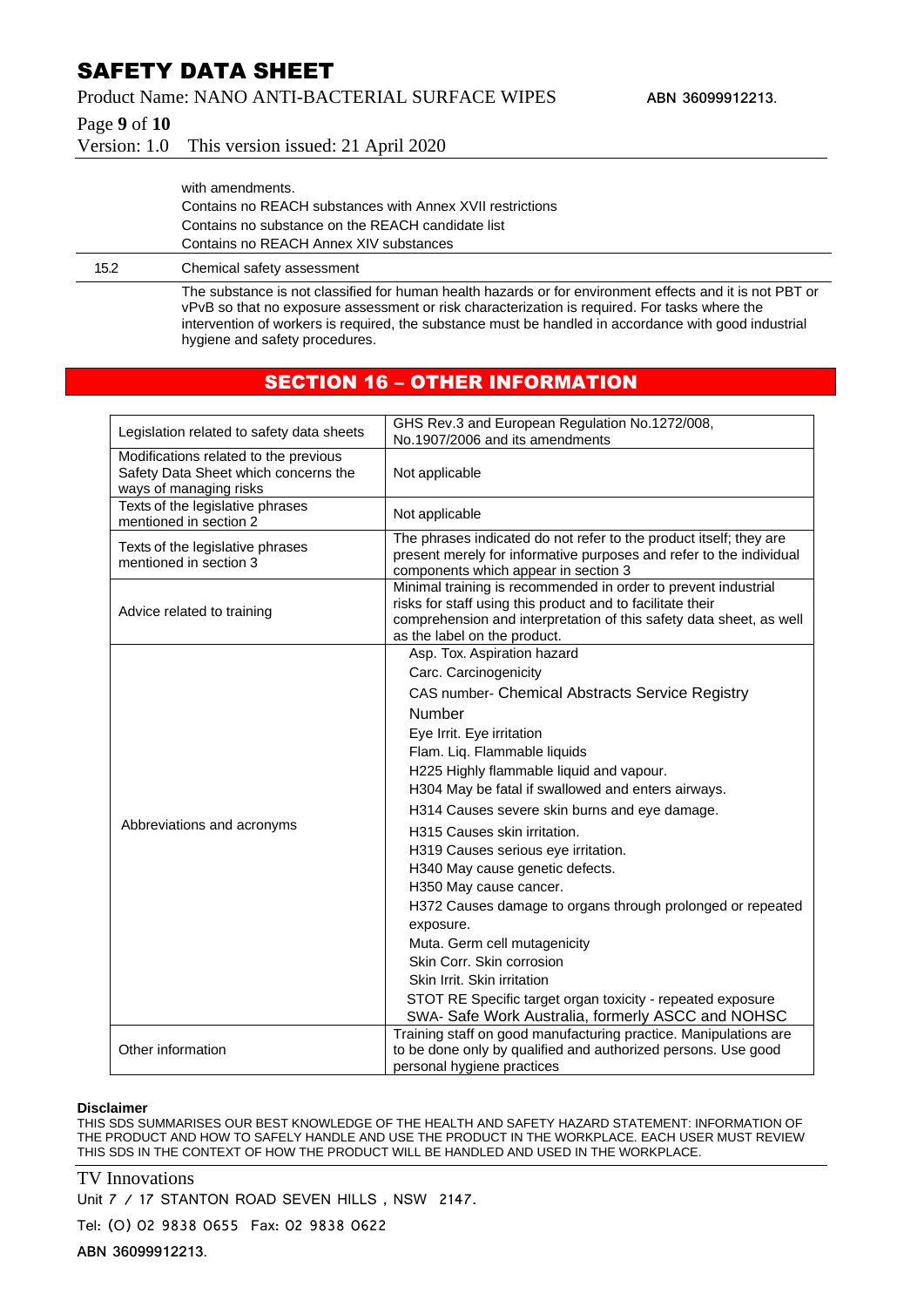with amendments.
Contains no REACH substances with Annex XVII restrictions
Contains no substance on the REACH candidate list
Contains no REACH Annex XIV substances

15.2 Chemical safety assessment

The substance is not classified for human health hazards or for environment effects and it is not PBT or vPvB so that no exposure assessment or risk characterization is required. For tasks where the intervention of workers is required, the substance must be handled in accordance with good industrial hygiene and safety procedures.

## SECTION 16 – OTHER INFORMATION

| | |
|---|---|
| Legislation related to safety data sheets | GHS Rev.3 and European Regulation No.1272/008, No.1907/2006 and its amendments |
| Modifications related to the previous Safety Data Sheet which concerns the ways of managing risks | Not applicable |
| Texts of the legislative phrases mentioned in section 2 | Not applicable |
| Texts of the legislative phrases mentioned in section 3 | The phrases indicated do not refer to the product itself; they are present merely for informative purposes and refer to the individual components which appear in section 3 |
| Advice related to training | Minimal training is recommended in order to prevent industrial risks for staff using this product and to facilitate their comprehension and interpretation of this safety data sheet, as well as the label on the product. |
| Abbreviations and acronyms | Asp. Tox. Aspiration hazard<br>Carc. Carcinogenicity<br>CAS number- Chemical Abstracts Service Registry Number<br>Eye Irrit. Eye irritation<br>Flam. Liq. Flammable liquids<br>H225 Highly flammable liquid and vapour.<br>H304 May be fatal if swallowed and enters airways.<br>H314 Causes severe skin burns and eye damage.<br>H315 Causes skin irritation.<br>H319 Causes serious eye irritation.<br>H340 May cause genetic defects.<br>H350 May cause cancer.<br>H372 Causes damage to organs through prolonged or repeated exposure.<br>Muta. Germ cell mutagenicity<br>Skin Corr. Skin corrosion<br>Skin Irrit. Skin irritation<br>STOT RE Specific target organ toxicity - repeated exposure<br>SWA- Safe Work Australia, formerly ASCC and NOHSC |
| Other information | Training staff on good manufacturing practice. Manipulations are to be done only by qualified and authorized persons. Use good personal hygiene practices |

**Disclaimer**

THIS SDS SUMMARISES OUR BEST KNOWLEDGE OF THE HEALTH AND SAFETY HAZARD STATEMENT: INFORMATION OF THE PRODUCT AND HOW TO SAFELY HANDLE AND USE THE PRODUCT IN THE WORKPLACE. EACH USER MUST REVIEW THIS SDS IN THE CONTEXT OF HOW THE PRODUCT WILL BE HANDLED AND USED IN THE WORKPLACE.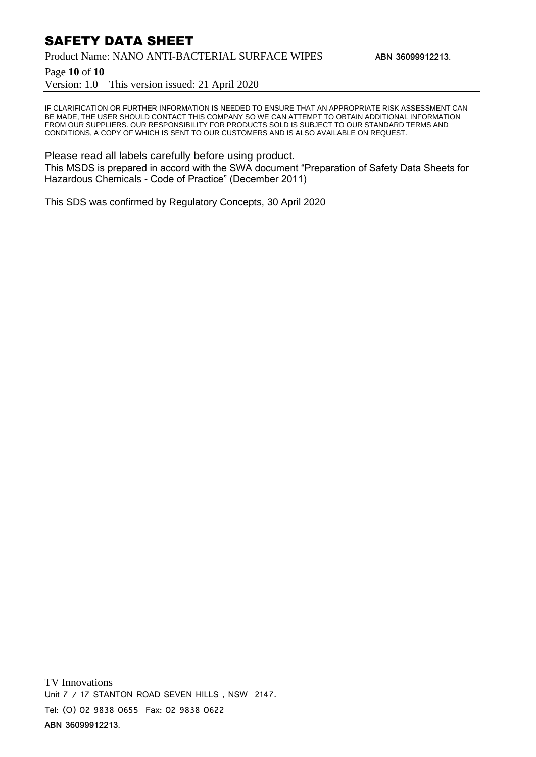IF CLARIFICATION OR FURTHER INFORMATION IS NEEDED TO ENSURE THAT AN APPROPRIATE RISK ASSESSMENT CAN BE MADE, THE USER SHOULD CONTACT THIS COMPANY SO WE CAN ATTEMPT TO OBTAIN ADDITIONAL INFORMATION FROM OUR SUPPLIERS. OUR RESPONSIBILITY FOR PRODUCTS SOLD IS SUBJECT TO OUR STANDARD TERMS AND CONDITIONS, A COPY OF WHICH IS SENT TO OUR CUSTOMERS AND IS ALSO AVAILABLE ON REQUEST.

Please read all labels carefully before using product.

This MSDS is prepared in accord with the SWA document "Preparation of Safety Data Sheets for Hazardous Chemicals - Code of Practice" (December 2011)

This SDS was confirmed by Regulatory Concepts, 30 April 2020